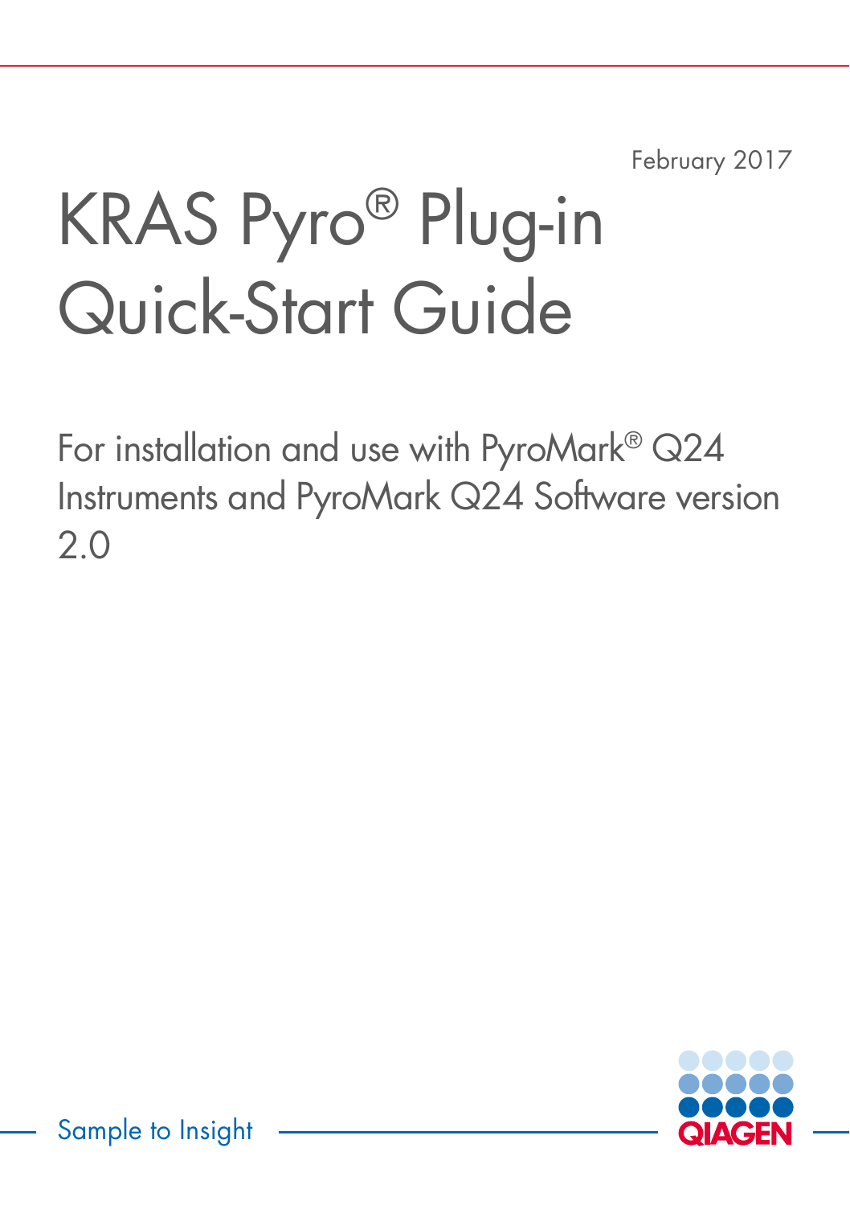February 2017

# KRAS Pyro® Plug-in Quick-Start Guide

For installation and use with PyroMark® Q24 Instruments and PyroMark Q24 Software version 2.0

Sample to Insight

QIAGEN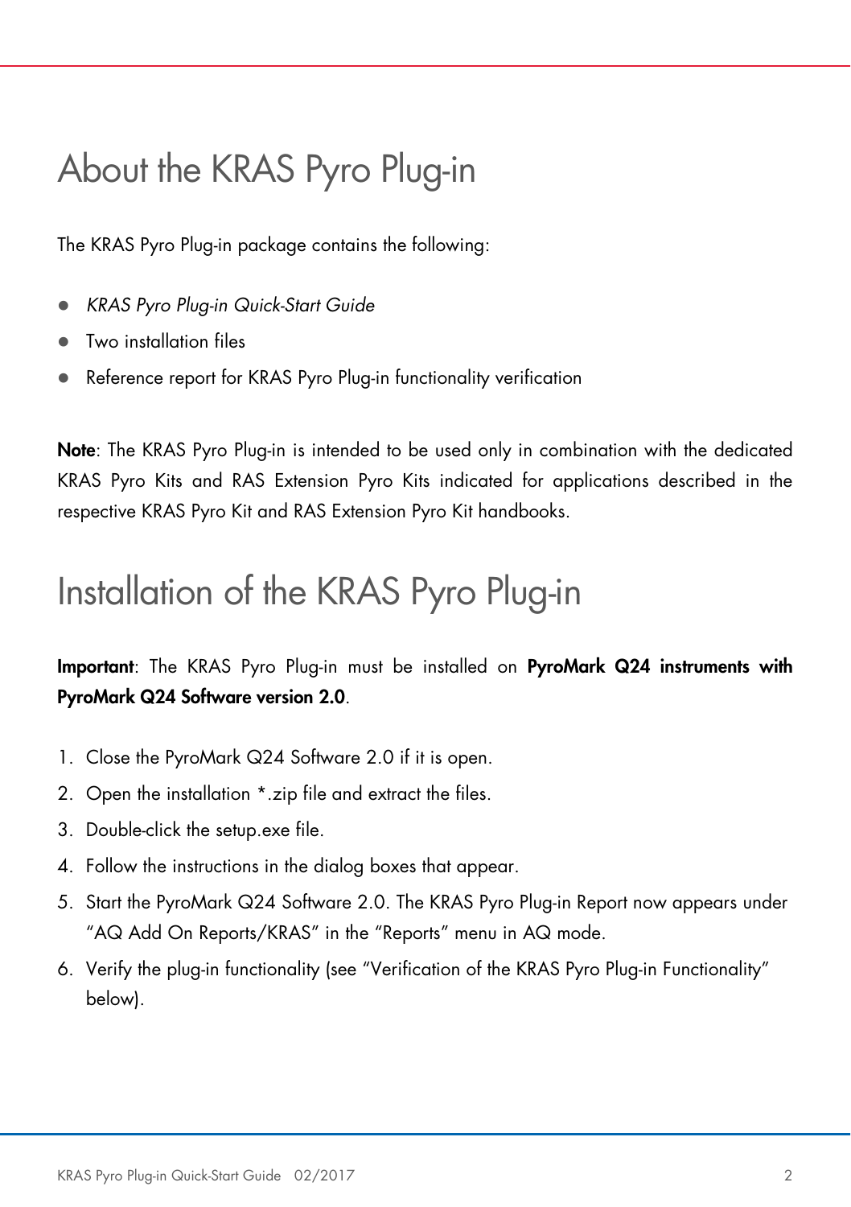# About the KRAS Pyro Plug-in

The KRAS Pyro Plug-in package contains the following:

- *KRAS Pyro Plug-in Quick-Start Guide*
- Two installation files
- Reference report for KRAS Pyro Plug-in functionality verification

**Note**: The KRAS Pyro Plug-in is intended to be used only in combination with the dedicated KRAS Pyro Kits and RAS Extension Pyro Kits indicated for applications described in the respective KRAS Pyro Kit and RAS Extension Pyro Kit handbooks.

# Installation of the KRAS Pyro Plug-in

**Important**: The KRAS Pyro Plug-in must be installed on **PyroMark Q24 instruments with PyroMark Q24 Software version 2.0**.

1. Close the PyroMark Q24 Software 2.0 if it is open.
2. Open the installation *.zip file and extract the files.
3. Double-click the setup.exe file.
4. Follow the instructions in the dialog boxes that appear.
5. Start the PyroMark Q24 Software 2.0. The KRAS Pyro Plug-in Report now appears under "AQ Add On Reports/KRAS" in the "Reports" menu in AQ mode.
6. Verify the plug-in functionality (see "Verification of the KRAS Pyro Plug-in Functionality" below).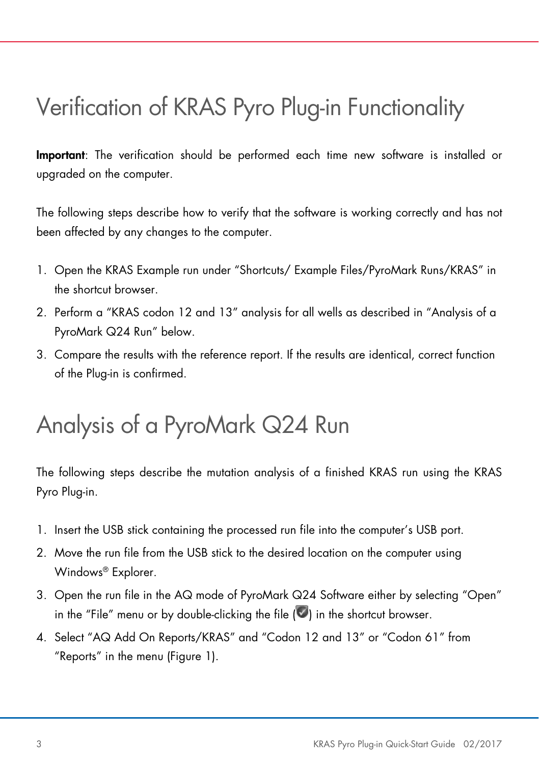# Verification of KRAS Pyro Plug-in Functionality

**Important**: The verification should be performed each time new software is installed or upgraded on the computer.

The following steps describe how to verify that the software is working correctly and has not been affected by any changes to the computer.

1. Open the KRAS Example run under "Shortcuts/ Example Files/PyroMark Runs/KRAS" in the shortcut browser.
2. Perform a "KRAS codon 12 and 13" analysis for all wells as described in "Analysis of a PyroMark Q24 Run" below.
3. Compare the results with the reference report. If the results are identical, correct function of the Plug-in is confirmed.

# Analysis of a PyroMark Q24 Run

The following steps describe the mutation analysis of a finished KRAS run using the KRAS Pyro Plug-in.

1. Insert the USB stick containing the processed run file into the computer's USB port.
2. Move the run file from the USB stick to the desired location on the computer using Windows® Explorer.
3. Open the run file in the AQ mode of PyroMark Q24 Software either by selecting "Open" in the "File" menu or by double-clicking the file ( ) in the shortcut browser.
4. Select "AQ Add On Reports/KRAS" and "Codon 12 and 13" or "Codon 61" from "Reports" in the menu (Figure 1).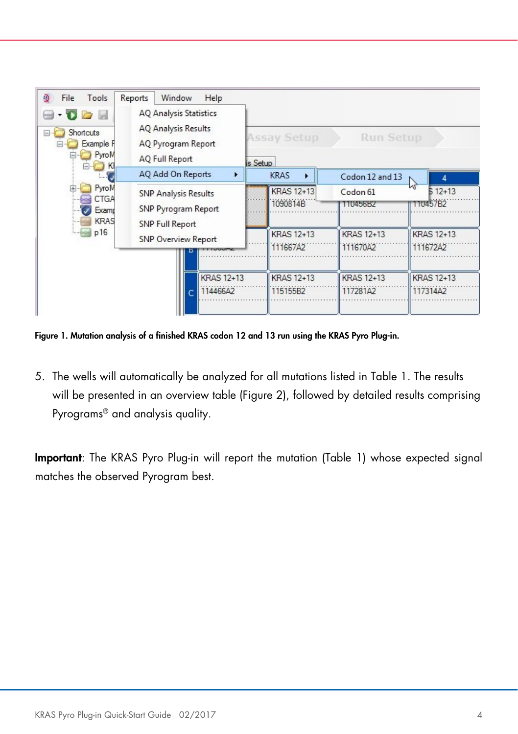**Figure 1. Mutation analysis of a finished KRAS codon 12 and 13 run using the KRAS Pyro Plug-in.**

5. The wells will automatically be analyzed for all mutations listed in Table 1. The results will be presented in an overview table (Figure 2), followed by detailed results comprising Pyrograms® and analysis quality.

**Important**: The KRAS Pyro Plug-in will report the mutation (Table 1) whose expected signal matches the observed Pyrogram best.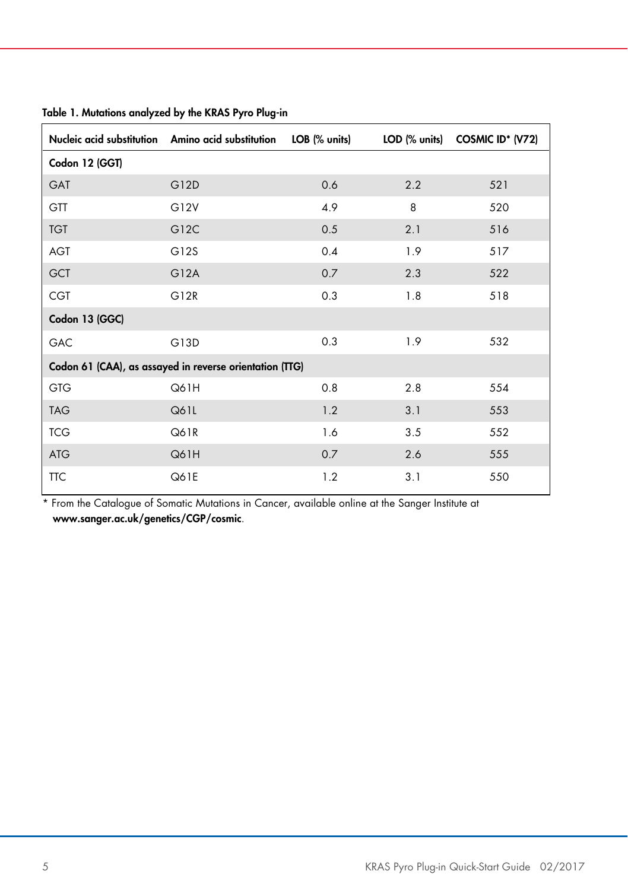**Table 1. Mutations analyzed by the KRAS Pyro Plug-in**

| Nucleic acid substitution | Amino acid substitution | LOB (% units) | LOD (% units) | COSMIC ID* (V72) |
|---|---|---|---|---|
| **Codon 12 (GGT)** | | | | |
| GAT | G12D | 0.6 | 2.2 | 521 |
| GTT | G12V | 4.9 | 8 | 520 |
| TGT | G12C | 0.5 | 2.1 | 516 |
| AGT | G12S | 0.4 | 1.9 | 517 |
| GCT | G12A | 0.7 | 2.3 | 522 |
| CGT | G12R | 0.3 | 1.8 | 518 |
| **Codon 13 (GGC)** | | | | |
| GAC | G13D | 0.3 | 1.9 | 532 |
| **Codon 61 (CAA), as assayed in reverse orientation (TTG)** | | | | |
| GTG | Q61H | 0.8 | 2.8 | 554 |
| TAG | Q61L | 1.2 | 3.1 | 553 |
| TCG | Q61R | 1.6 | 3.5 | 552 |
| ATG | Q61H | 0.7 | 2.6 | 555 |
| TTC | Q61E | 1.2 | 3.1 | 550 |

\* From the Catalogue of Somatic Mutations in Cancer, available online at the Sanger Institute at **www.sanger.ac.uk/genetics/CGP/cosmic**.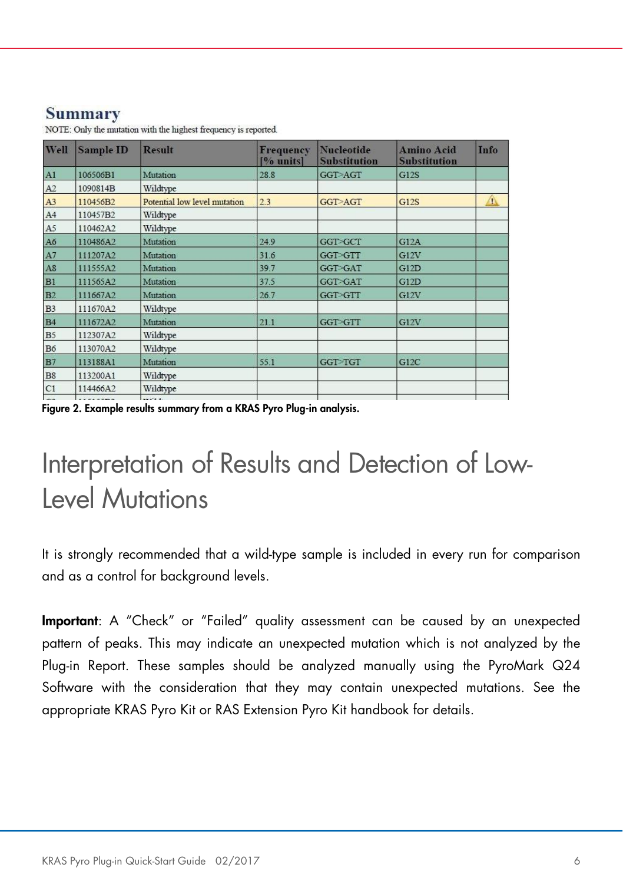## Summary

NOTE: Only the mutation with the highest frequency is reported.

| Well | Sample ID | Result | Frequency [% units] | Nucleotide Substitution | Amino Acid Substitution | Info |
|---|---|---|---|---|---|---|
| A1 | 106506B1 | Mutation | 28.8 | GGT>AGT | G12S | |
| A2 | 1090814B | Wildtype | | | | |
| A3 | 110456B2 | Potential low level mutation | 2.3 | GGT>AGT | G12S | ⚠ |
| A4 | 110457B2 | Wildtype | | | | |
| A5 | 110462A2 | Wildtype | | | | |
| A6 | 110486A2 | Mutation | 24.9 | GGT>GCT | G12A | |
| A7 | 111207A2 | Mutation | 31.6 | GGT>GTT | G12V | |
| A8 | 111555A2 | Mutation | 39.7 | GGT>GAT | G12D | |
| B1 | 111565A2 | Mutation | 37.5 | GGT>GAT | G12D | |
| B2 | 111667A2 | Mutation | 26.7 | GGT>GTT | G12V | |
| B3 | 111670A2 | Wildtype | | | | |
| B4 | 111672A2 | Mutation | 21.1 | GGT>GTT | G12V | |
| B5 | 112307A2 | Wildtype | | | | |
| B6 | 113070A2 | Wildtype | | | | |
| B7 | 113188A1 | Mutation | 55.1 | GGT>TGT | G12C | |
| B8 | 113200A1 | Wildtype | | | | |
| C1 | 114466A2 | Wildtype | | | | |

**Figure 2. Example results summary from a KRAS Pyro Plug-in analysis.**

# Interpretation of Results and Detection of Low-Level Mutations

It is strongly recommended that a wild-type sample is included in every run for comparison and as a control for background levels.

**Important**: A "Check" or "Failed" quality assessment can be caused by an unexpected pattern of peaks. This may indicate an unexpected mutation which is not analyzed by the Plug-in Report. These samples should be analyzed manually using the PyroMark Q24 Software with the consideration that they may contain unexpected mutations. See the appropriate KRAS Pyro Kit or RAS Extension Pyro Kit handbook for details.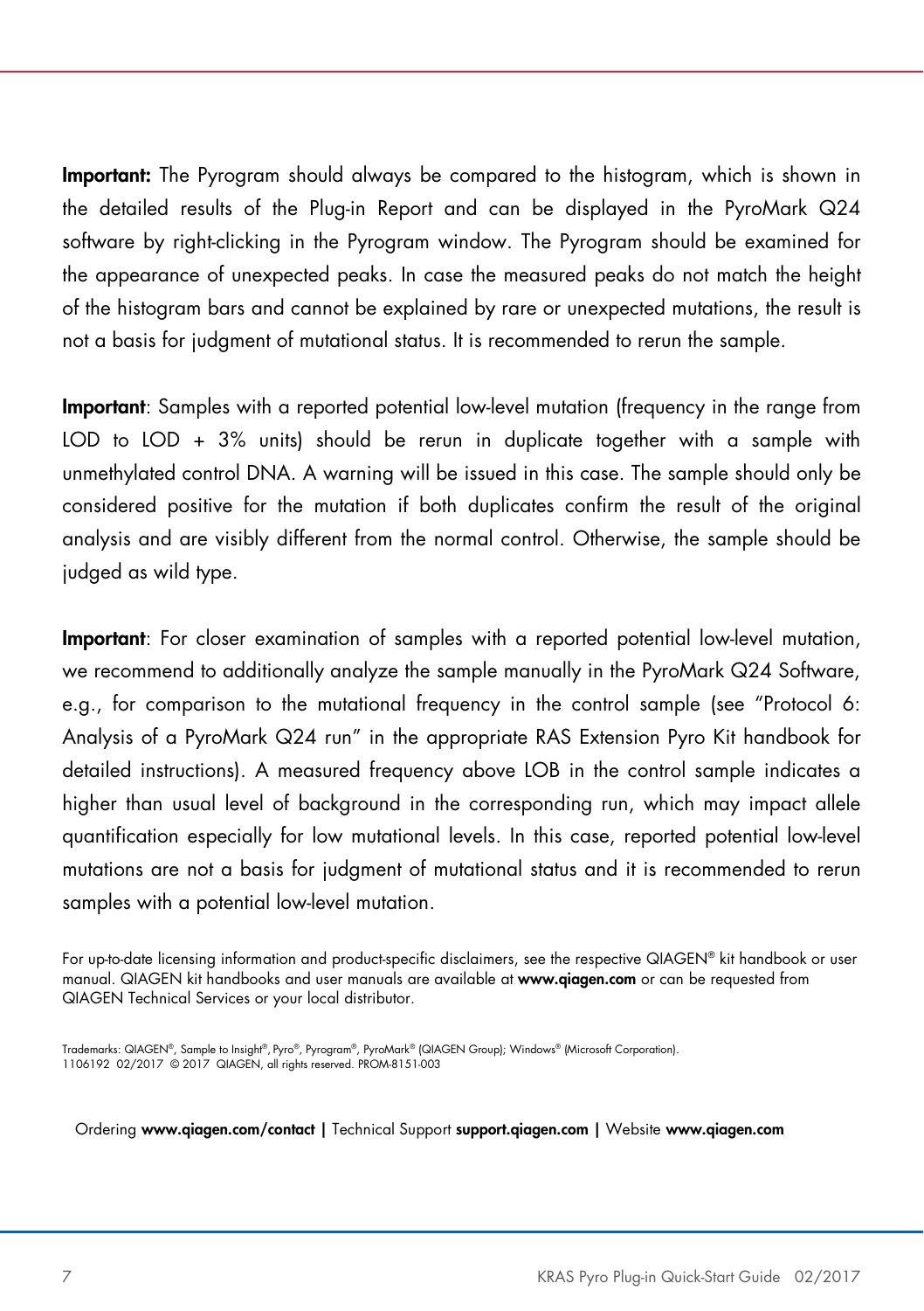**Important:** The Pyrogram should always be compared to the histogram, which is shown in the detailed results of the Plug-in Report and can be displayed in the PyroMark Q24 software by right-clicking in the Pyrogram window. The Pyrogram should be examined for the appearance of unexpected peaks. In case the measured peaks do not match the height of the histogram bars and cannot be explained by rare or unexpected mutations, the result is not a basis for judgment of mutational status. It is recommended to rerun the sample.

**Important**: Samples with a reported potential low-level mutation (frequency in the range from LOD to LOD + 3% units) should be rerun in duplicate together with a sample with unmethylated control DNA. A warning will be issued in this case. The sample should only be considered positive for the mutation if both duplicates confirm the result of the original analysis and are visibly different from the normal control. Otherwise, the sample should be judged as wild type.

**Important**: For closer examination of samples with a reported potential low-level mutation, we recommend to additionally analyze the sample manually in the PyroMark Q24 Software, e.g., for comparison to the mutational frequency in the control sample (see "Protocol 6: Analysis of a PyroMark Q24 run" in the appropriate RAS Extension Pyro Kit handbook for detailed instructions). A measured frequency above LOB in the control sample indicates a higher than usual level of background in the corresponding run, which may impact allele quantification especially for low mutational levels. In this case, reported potential low-level mutations are not a basis for judgment of mutational status and it is recommended to rerun samples with a potential low-level mutation.

For up-to-date licensing information and product-specific disclaimers, see the respective QIAGEN® kit handbook or user manual. QIAGEN kit handbooks and user manuals are available at **www.qiagen.com** or can be requested from QIAGEN Technical Services or your local distributor.

Trademarks: QIAGEN®, Sample to Insight®, Pyro®, Pyrogram®, PyroMark® (QIAGEN Group); Windows® (Microsoft Corporation).
1106192 02/2017 © 2017 QIAGEN, all rights reserved. PROM-8151-003

Ordering **www.qiagen.com/contact** | Technical Support **support.qiagen.com** | Website **www.qiagen.com**